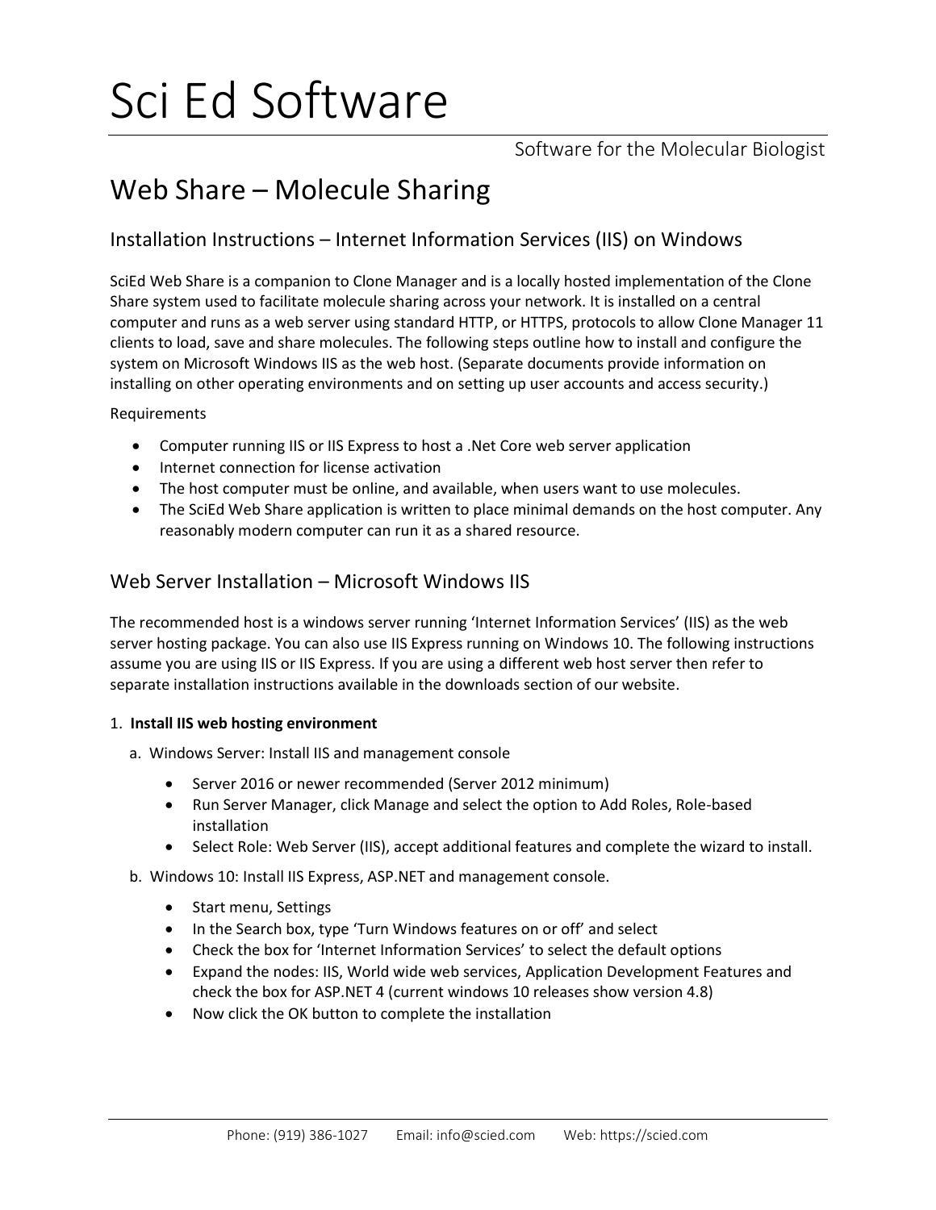# Sci Ed Software

Software for the Molecular Biologist

## Web Share – Molecule Sharing

### Installation Instructions – Internet Information Services (IIS) on Windows

SciEd Web Share is a companion to Clone Manager and is a locally hosted implementation of the Clone Share system used to facilitate molecule sharing across your network. It is installed on a central computer and runs as a web server using standard HTTP, or HTTPS, protocols to allow Clone Manager 11 clients to load, save and share molecules. The following steps outline how to install and configure the system on Microsoft Windows IIS as the web host. (Separate documents provide information on installing on other operating environments and on setting up user accounts and access security.)

Requirements

- Computer running IIS or IIS Express to host a .Net Core web server application
- Internet connection for license activation
- The host computer must be online, and available, when users want to use molecules.
- The SciEd Web Share application is written to place minimal demands on the host computer. Any reasonably modern computer can run it as a shared resource.

### Web Server Installation – Microsoft Windows IIS

The recommended host is a windows server running 'Internet Information Services' (IIS) as the web server hosting package. You can also use IIS Express running on Windows 10. The following instructions assume you are using IIS or IIS Express. If you are using a different web host server then refer to separate installation instructions available in the downloads section of our website.

1. **Install IIS web hosting environment**

   a. Windows Server: Install IIS and management console

   - Server 2016 or newer recommended (Server 2012 minimum)
   - Run Server Manager, click Manage and select the option to Add Roles, Role-based installation
   - Select Role: Web Server (IIS), accept additional features and complete the wizard to install.

   b. Windows 10: Install IIS Express, ASP.NET and management console.

   - Start menu, Settings
   - In the Search box, type 'Turn Windows features on or off' and select
   - Check the box for 'Internet Information Services' to select the default options
   - Expand the nodes: IIS, World wide web services, Application Development Features and check the box for ASP.NET 4 (current windows 10 releases show version 4.8)
   - Now click the OK button to complete the installation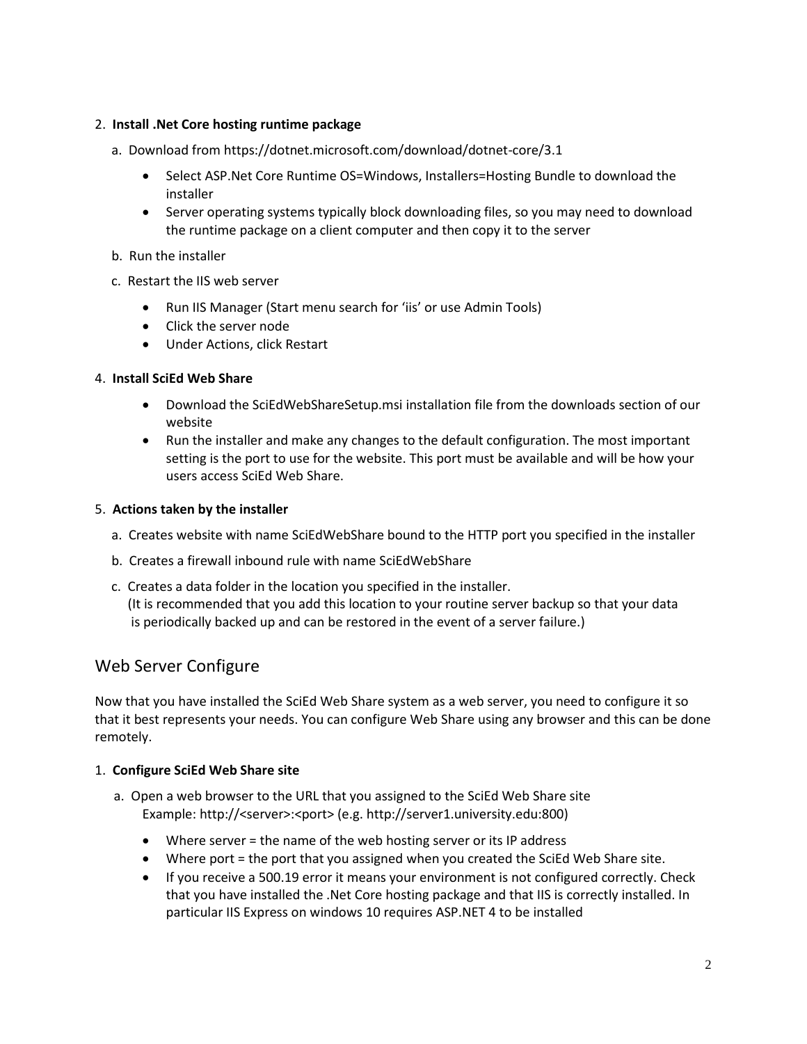2. **Install .Net Core hosting runtime package**

   a. Download from https://dotnet.microsoft.com/download/dotnet-core/3.1

      - Select ASP.Net Core Runtime OS=Windows, Installers=Hosting Bundle to download the installer
      - Server operating systems typically block downloading files, so you may need to download the runtime package on a client computer and then copy it to the server

   b. Run the installer

   c. Restart the IIS web server

      - Run IIS Manager (Start menu search for 'iis' or use Admin Tools)
      - Click the server node
      - Under Actions, click Restart

4. **Install SciEd Web Share**

   - Download the SciEdWebShareSetup.msi installation file from the downloads section of our website
   - Run the installer and make any changes to the default configuration. The most important setting is the port to use for the website. This port must be available and will be how your users access SciEd Web Share.

5. **Actions taken by the installer**

   a. Creates website with name SciEdWebShare bound to the HTTP port you specified in the installer

   b. Creates a firewall inbound rule with name SciEdWebShare

   c. Creates a data folder in the location you specified in the installer.
   (It is recommended that you add this location to your routine server backup so that your data is periodically backed up and can be restored in the event of a server failure.)

## Web Server Configure

Now that you have installed the SciEd Web Share system as a web server, you need to configure it so that it best represents your needs. You can configure Web Share using any browser and this can be done remotely.

1. **Configure SciEd Web Share site**

   a. Open a web browser to the URL that you assigned to the SciEd Web Share site
   Example: http://<server>:<port> (e.g. http://server1.university.edu:800)

      - Where server = the name of the web hosting server or its IP address
      - Where port = the port that you assigned when you created the SciEd Web Share site.
      - If you receive a 500.19 error it means your environment is not configured correctly. Check that you have installed the .Net Core hosting package and that IIS is correctly installed. In particular IIS Express on windows 10 requires ASP.NET 4 to be installed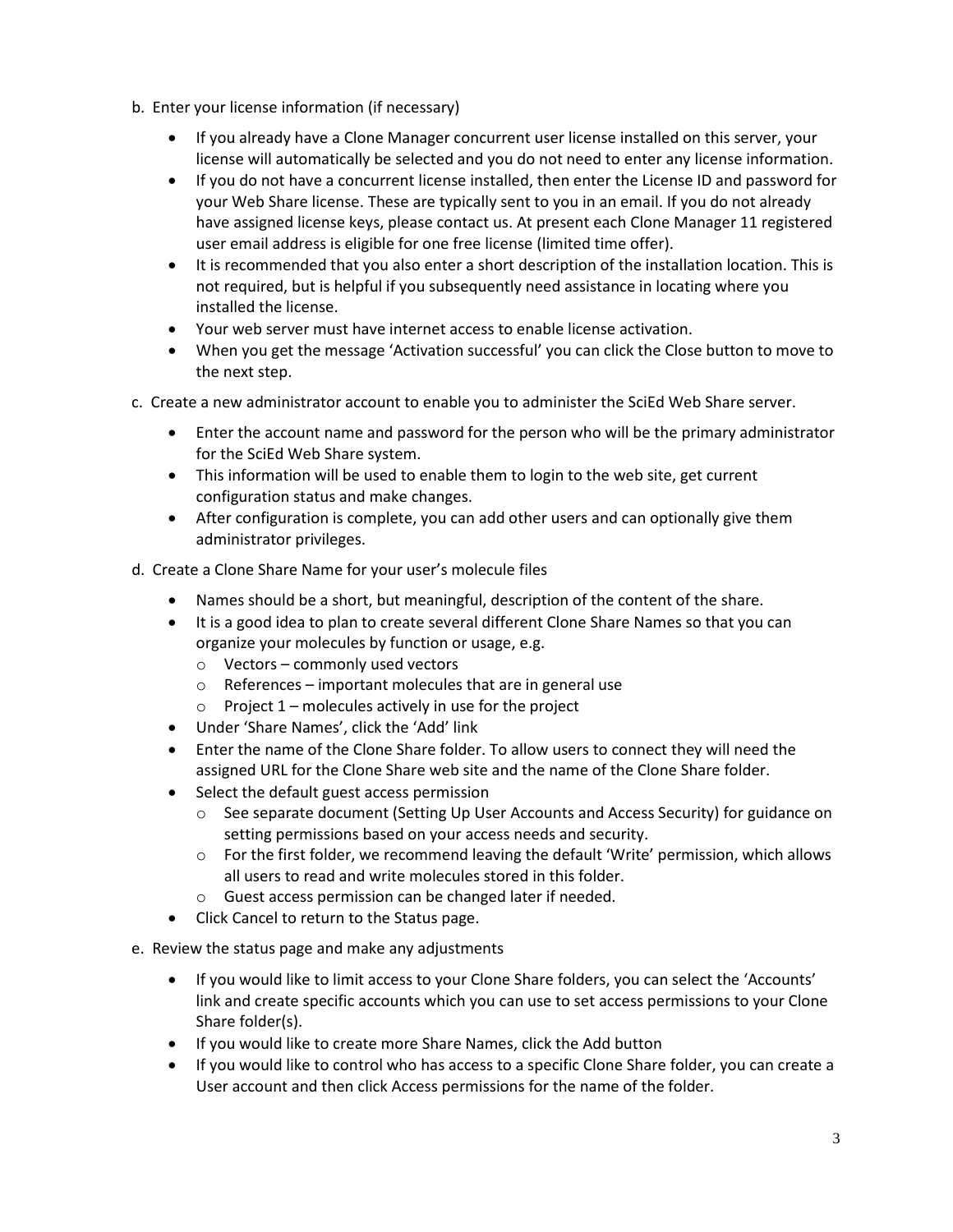b. Enter your license information (if necessary)

- If you already have a Clone Manager concurrent user license installed on this server, your license will automatically be selected and you do not need to enter any license information.
- If you do not have a concurrent license installed, then enter the License ID and password for your Web Share license. These are typically sent to you in an email. If you do not already have assigned license keys, please contact us. At present each Clone Manager 11 registered user email address is eligible for one free license (limited time offer).
- It is recommended that you also enter a short description of the installation location. This is not required, but is helpful if you subsequently need assistance in locating where you installed the license.
- Your web server must have internet access to enable license activation.
- When you get the message 'Activation successful' you can click the Close button to move to the next step.

c. Create a new administrator account to enable you to administer the SciEd Web Share server.

- Enter the account name and password for the person who will be the primary administrator for the SciEd Web Share system.
- This information will be used to enable them to login to the web site, get current configuration status and make changes.
- After configuration is complete, you can add other users and can optionally give them administrator privileges.

d. Create a Clone Share Name for your user's molecule files

- Names should be a short, but meaningful, description of the content of the share.
- It is a good idea to plan to create several different Clone Share Names so that you can organize your molecules by function or usage, e.g.
  - Vectors – commonly used vectors
  - References – important molecules that are in general use
  - Project 1 – molecules actively in use for the project
- Under 'Share Names', click the 'Add' link
- Enter the name of the Clone Share folder. To allow users to connect they will need the assigned URL for the Clone Share web site and the name of the Clone Share folder.
- Select the default guest access permission
  - See separate document (Setting Up User Accounts and Access Security) for guidance on setting permissions based on your access needs and security.
  - For the first folder, we recommend leaving the default 'Write' permission, which allows all users to read and write molecules stored in this folder.
  - Guest access permission can be changed later if needed.
- Click Cancel to return to the Status page.

e. Review the status page and make any adjustments

- If you would like to limit access to your Clone Share folders, you can select the 'Accounts' link and create specific accounts which you can use to set access permissions to your Clone Share folder(s).
- If you would like to create more Share Names, click the Add button
- If you would like to control who has access to a specific Clone Share folder, you can create a User account and then click Access permissions for the name of the folder.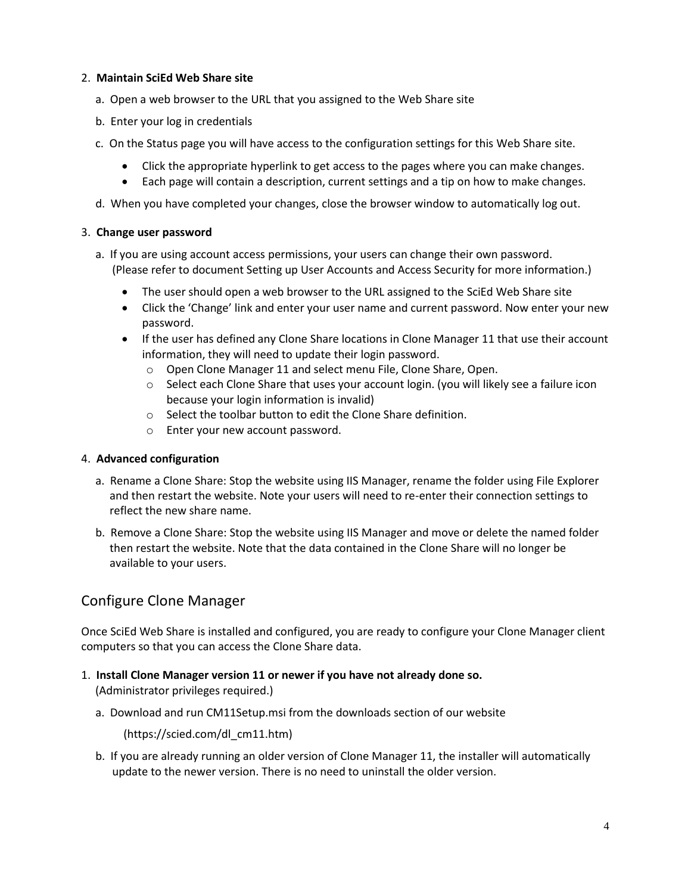2. **Maintain SciEd Web Share site**

   a. Open a web browser to the URL that you assigned to the Web Share site

   b. Enter your log in credentials

   c. On the Status page you will have access to the configuration settings for this Web Share site.

      - Click the appropriate hyperlink to get access to the pages where you can make changes.
      - Each page will contain a description, current settings and a tip on how to make changes.

   d. When you have completed your changes, close the browser window to automatically log out.

3. **Change user password**

   a. If you are using account access permissions, your users can change their own password. (Please refer to document Setting up User Accounts and Access Security for more information.)

      - The user should open a web browser to the URL assigned to the SciEd Web Share site
      - Click the 'Change' link and enter your user name and current password. Now enter your new password.
      - If the user has defined any Clone Share locations in Clone Manager 11 that use their account information, they will need to update their login password.
        - Open Clone Manager 11 and select menu File, Clone Share, Open.
        - Select each Clone Share that uses your account login. (you will likely see a failure icon because your login information is invalid)
        - Select the toolbar button to edit the Clone Share definition.
        - Enter your new account password.

4. **Advanced configuration**

   a. Rename a Clone Share: Stop the website using IIS Manager, rename the folder using File Explorer and then restart the website. Note your users will need to re-enter their connection settings to reflect the new share name.

   b. Remove a Clone Share: Stop the website using IIS Manager and move or delete the named folder then restart the website. Note that the data contained in the Clone Share will no longer be available to your users.

## Configure Clone Manager

Once SciEd Web Share is installed and configured, you are ready to configure your Clone Manager client computers so that you can access the Clone Share data.

1. **Install Clone Manager version 11 or newer if you have not already done so.** (Administrator privileges required.)

   a. Download and run CM11Setup.msi from the downloads section of our website

      (https://scied.com/dl_cm11.htm)

   b. If you are already running an older version of Clone Manager 11, the installer will automatically update to the newer version. There is no need to uninstall the older version.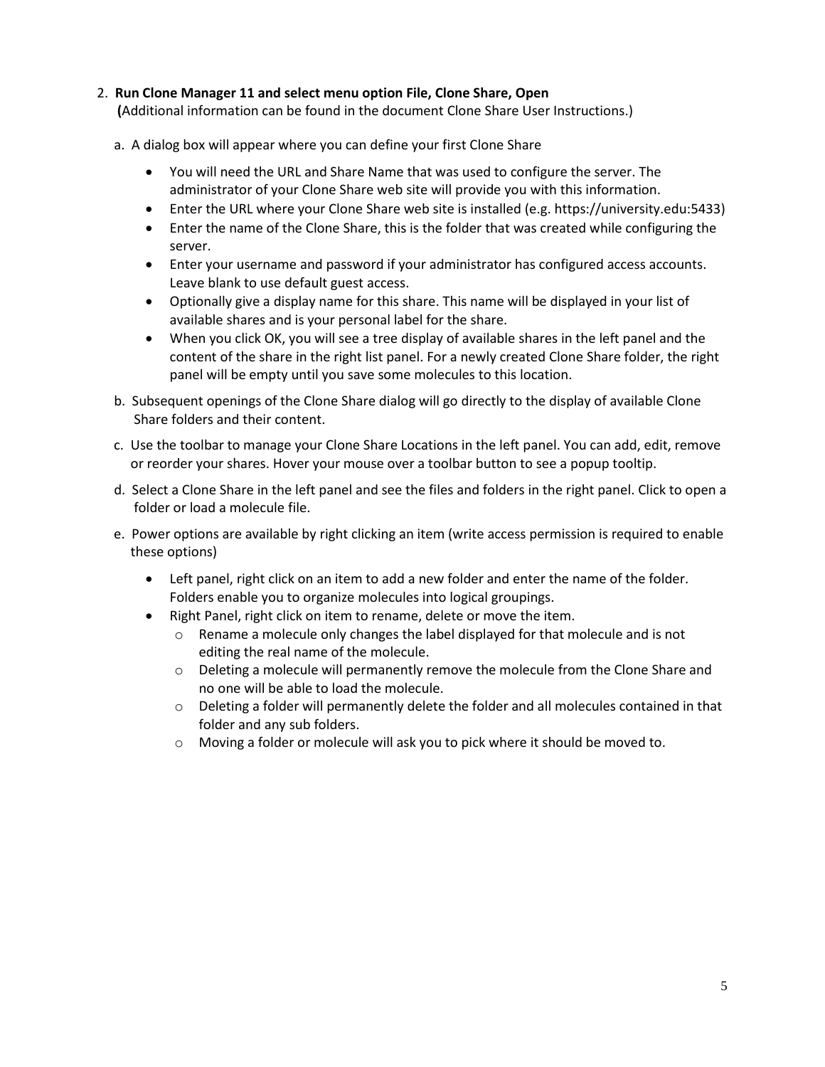2. **Run Clone Manager 11 and select menu option File, Clone Share, Open**
   (Additional information can be found in the document Clone Share User Instructions.)

   a. A dialog box will appear where you can define your first Clone Share

      - You will need the URL and Share Name that was used to configure the server. The administrator of your Clone Share web site will provide you with this information.
      - Enter the URL where your Clone Share web site is installed (e.g. https://university.edu:5433)
      - Enter the name of the Clone Share, this is the folder that was created while configuring the server.
      - Enter your username and password if your administrator has configured access accounts. Leave blank to use default guest access.
      - Optionally give a display name for this share. This name will be displayed in your list of available shares and is your personal label for the share.
      - When you click OK, you will see a tree display of available shares in the left panel and the content of the share in the right list panel. For a newly created Clone Share folder, the right panel will be empty until you save some molecules to this location.

   b. Subsequent openings of the Clone Share dialog will go directly to the display of available Clone Share folders and their content.

   c. Use the toolbar to manage your Clone Share Locations in the left panel. You can add, edit, remove or reorder your shares. Hover your mouse over a toolbar button to see a popup tooltip.

   d. Select a Clone Share in the left panel and see the files and folders in the right panel. Click to open a folder or load a molecule file.

   e. Power options are available by right clicking an item (write access permission is required to enable these options)

      - Left panel, right click on an item to add a new folder and enter the name of the folder. Folders enable you to organize molecules into logical groupings.
      - Right Panel, right click on item to rename, delete or move the item.
        - Rename a molecule only changes the label displayed for that molecule and is not editing the real name of the molecule.
        - Deleting a molecule will permanently remove the molecule from the Clone Share and no one will be able to load the molecule.
        - Deleting a folder will permanently delete the folder and all molecules contained in that folder and any sub folders.
        - Moving a folder or molecule will ask you to pick where it should be moved to.